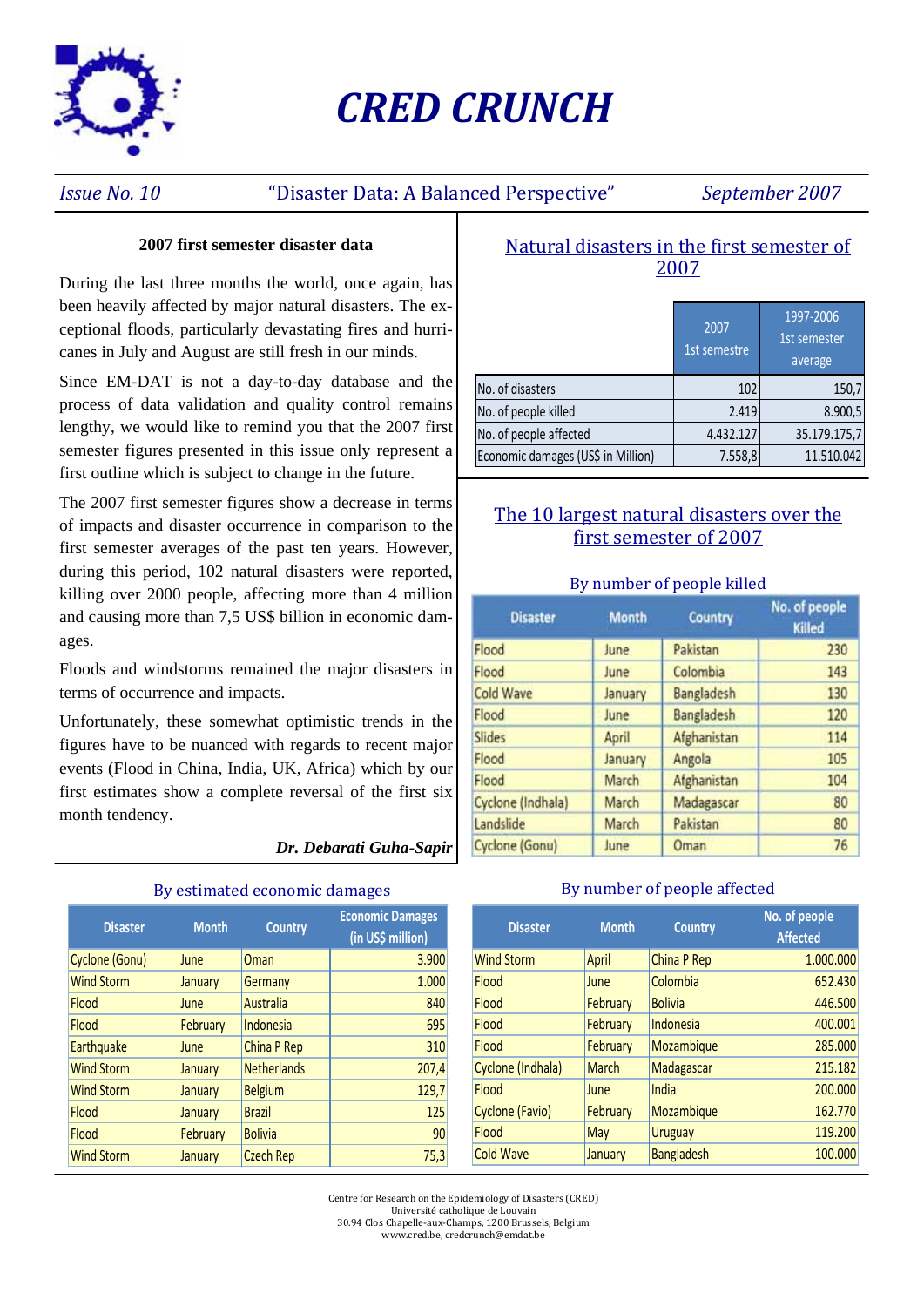# CRED CRUNCH

*Issue No. 10* — "Disaster Data: A Balanced Perspective" — *September 2007*

### 2007 first semester disaster data

During the last three months the world, once again, has been heavily affected by major natural disasters. The exceptional floods, particularly devastating fires and hurricanes in July and August are still fresh in our minds.

Since EM-DAT is not a day-to-day database and the process of data validation and quality control remains lengthy, we would like to remind you that the 2007 first semester figures presented in this issue only represent a first outline which is subject to change in the future.

The 2007 first semester figures show a decrease in terms of impacts and disaster occurrence in comparison to the first semester averages of the past ten years. However, during this period, 102 natural disasters were reported, killing over 2000 people, affecting more than 4 million and causing more than 7,5 US$ billion in economic damages.

Floods and windstorms remained the major disasters in terms of occurrence and impacts.

Unfortunately, these somewhat optimistic trends in the figures have to be nuanced with regards to recent major events (Flood in China, India, UK, Africa) which by our first estimates show a complete reversal of the first six month tendency.

***Dr. Debarati Guha-Sapir***

## Natural disasters in the first semester of 2007

| | 2007 1st semestre | 1997-2006 1st semester average |
|---|---|---|
| No. of disasters | 102 | 150,7 |
| No. of people killed | 2.419 | 8.900,5 |
| No. of people affected | 4.432.127 | 35.179.175,7 |
| Economic damages (US$ in Million) | 7.558,8 | 11.510.042 |

## The 10 largest natural disasters over the first semester of 2007

### By number of people killed

| Disaster | Month | Country | No. of people Killed |
|---|---|---|---|
| Flood | June | Pakistan | 230 |
| Flood | June | Colombia | 143 |
| Cold Wave | January | Bangladesh | 130 |
| Flood | June | Bangladesh | 120 |
| Slides | April | Afghanistan | 114 |
| Flood | January | Angola | 105 |
| Flood | March | Afghanistan | 104 |
| Cyclone (Indhala) | March | Madagascar | 80 |
| Landslide | March | Pakistan | 80 |
| Cyclone (Gonu) | June | Oman | 76 |

### By estimated economic damages

| Disaster | Month | Country | Economic Damages (in US$ million) |
|---|---|---|---|
| Cyclone (Gonu) | June | Oman | 3.900 |
| Wind Storm | January | Germany | 1.000 |
| Flood | June | Australia | 840 |
| Flood | February | Indonesia | 695 |
| Earthquake | June | China P Rep | 310 |
| Wind Storm | January | Netherlands | 207,4 |
| Wind Storm | January | Belgium | 129,7 |
| Flood | January | Brazil | 125 |
| Flood | February | Bolivia | 90 |
| Wind Storm | January | Czech Rep | 75,3 |

### By number of people affected

| Disaster | Month | Country | No. of people Affected |
|---|---|---|---|
| Wind Storm | April | China P Rep | 1.000.000 |
| Flood | June | Colombia | 652.430 |
| Flood | February | Bolivia | 446.500 |
| Flood | February | Indonesia | 400.001 |
| Flood | February | Mozambique | 285.000 |
| Cyclone (Indhala) | March | Madagascar | 215.182 |
| Flood | June | India | 200.000 |
| Cyclone (Favio) | February | Mozambique | 162.770 |
| Flood | May | Uruguay | 119.200 |
| Cold Wave | January | Bangladesh | 100.000 |

Centre for Research on the Epidemiology of Disasters (CRED)
Université catholique de Louvain
30.94 Clos Chapelle-aux-Champs, 1200 Brussels, Belgium
www.cred.be, credcrunch@emdat.be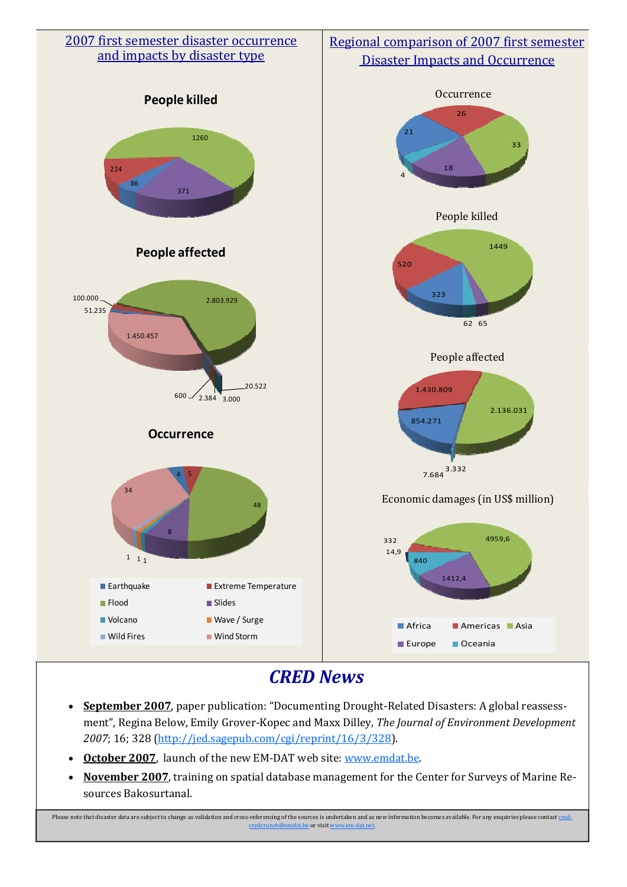## 2007 first semester disaster occurrence and impacts by disaster type

**People killed**

1260
224
86
371

**People affected**

100.000
51.235
2.803.929
1.450.457
20.522
600
2.384
3.000

**Occurrence**

4
5
34
48
8
1
1
1

Earthquake
Extreme Temperature
Flood
Slides
Volcano
Wave / Surge
Wild Fires
Wind Storm

## Regional comparison of 2007 first semester Disaster Impacts and Occurrence

Occurrence

26
21
33
4
18

People killed

1449
520
323
62
65

People affected

1.430.809
2.136.031
854.271
7.684
3.332

Economic damages (in US$ million)

332
4959,6
14,9
840
1412,4

Africa
Americas
Asia
Europe
Oceania

# *CRED News*

- **September 2007**, paper publication: "Documenting Drought-Related Disasters: A global reassessment", Regina Below, Emily Grover-Kopec and Maxx Dilley, *The Journal of Environment Development 2007*; 16; 328 (http://jed.sagepub.com/cgi/reprint/16/3/328).
- **October 2007**, launch of the new EM-DAT web site: www.emdat.be.
- **November 2007**, training on spatial database management for the Center for Surveys of Marine Resources Bakosurtanal.

Please note that disaster data are subject to change as validation and cross-referencing of the sources is undertaken and as new information becomes available. For any enquiries please contact cred-credcrunch@emdat.be or visit www.em-dat.net.